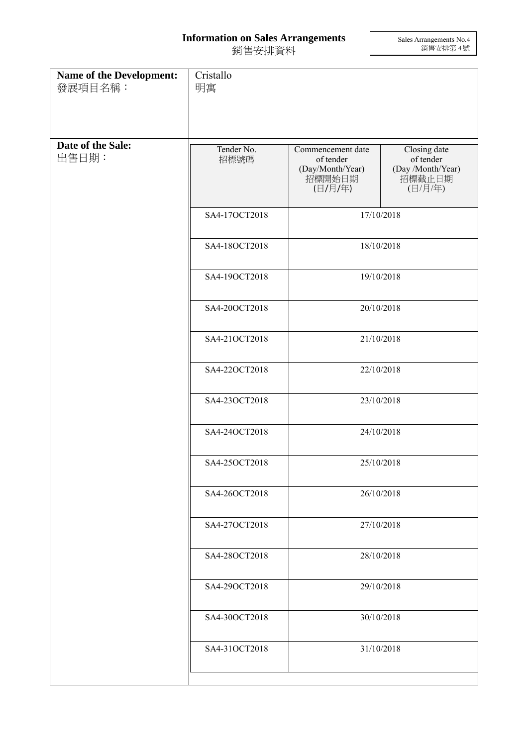# Information on Sales Arrangements
# 銷售安排資料

Sales Arrangements No.4
銷售安排第 4 號

| | |
|---|---|
| **Name of the Development:** 發展項目名稱： | Cristallo 明寓 |

**Date of the Sale:**
出售日期：

| Tender No. 招標號碼 | Commencement date of tender (Day/Month/Year) 招標開始日期 (日/月/年) | Closing date of tender (Day /Month/Year) 招標截止日期 (日/月/年) |
|---|---|---|
| SA4-17OCT2018 | 17/10/2018 | |
| SA4-18OCT2018 | 18/10/2018 | |
| SA4-19OCT2018 | 19/10/2018 | |
| SA4-20OCT2018 | 20/10/2018 | |
| SA4-21OCT2018 | 21/10/2018 | |
| SA4-22OCT2018 | 22/10/2018 | |
| SA4-23OCT2018 | 23/10/2018 | |
| SA4-24OCT2018 | 24/10/2018 | |
| SA4-25OCT2018 | 25/10/2018 | |
| SA4-26OCT2018 | 26/10/2018 | |
| SA4-27OCT2018 | 27/10/2018 | |
| SA4-28OCT2018 | 28/10/2018 | |
| SA4-29OCT2018 | 29/10/2018 | |
| SA4-30OCT2018 | 30/10/2018 | |
| SA4-31OCT2018 | 31/10/2018 | |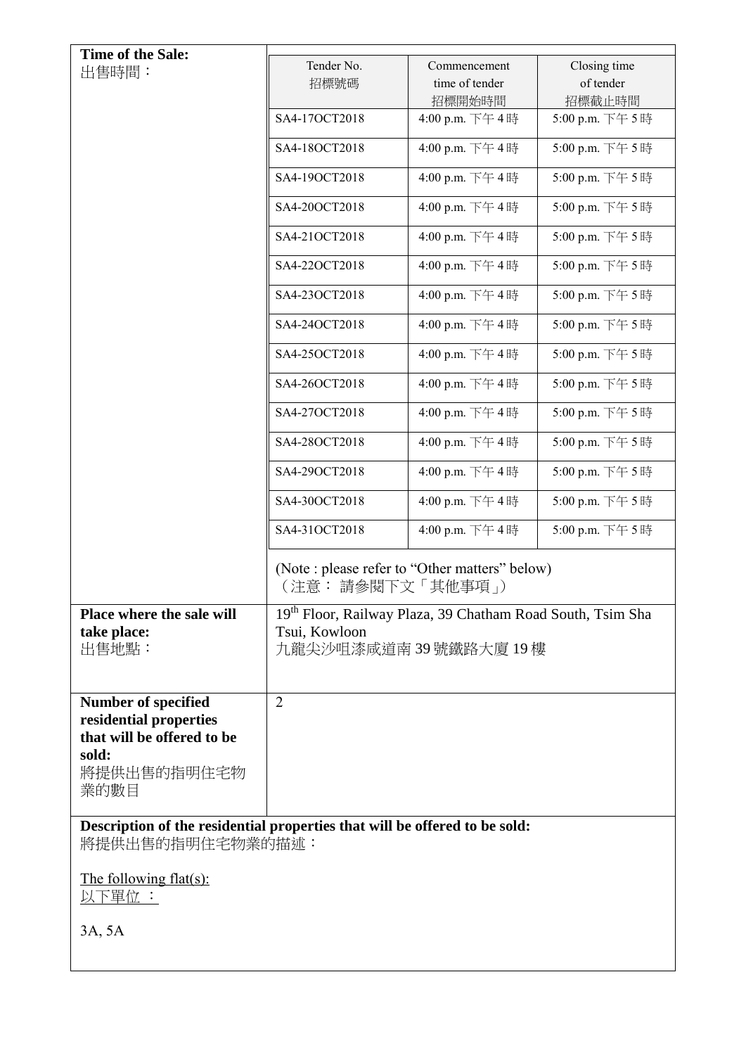| | | | |
|---|---|---|---|
| **Time of the Sale:**<br>出售時間： | Tender No.<br>招標號碼 | Commencement time of tender<br>招標開始時間 | Closing time of tender<br>招標截止時間 |
| | SA4-17OCT2018 | 4:00 p.m. 下午 4 時 | 5:00 p.m. 下午 5 時 |
| | SA4-18OCT2018 | 4:00 p.m. 下午 4 時 | 5:00 p.m. 下午 5 時 |
| | SA4-19OCT2018 | 4:00 p.m. 下午 4 時 | 5:00 p.m. 下午 5 時 |
| | SA4-20OCT2018 | 4:00 p.m. 下午 4 時 | 5:00 p.m. 下午 5 時 |
| | SA4-21OCT2018 | 4:00 p.m. 下午 4 時 | 5:00 p.m. 下午 5 時 |
| | SA4-22OCT2018 | 4:00 p.m. 下午 4 時 | 5:00 p.m. 下午 5 時 |
| | SA4-23OCT2018 | 4:00 p.m. 下午 4 時 | 5:00 p.m. 下午 5 時 |
| | SA4-24OCT2018 | 4:00 p.m. 下午 4 時 | 5:00 p.m. 下午 5 時 |
| | SA4-25OCT2018 | 4:00 p.m. 下午 4 時 | 5:00 p.m. 下午 5 時 |
| | SA4-26OCT2018 | 4:00 p.m. 下午 4 時 | 5:00 p.m. 下午 5 時 |
| | SA4-27OCT2018 | 4:00 p.m. 下午 4 時 | 5:00 p.m. 下午 5 時 |
| | SA4-28OCT2018 | 4:00 p.m. 下午 4 時 | 5:00 p.m. 下午 5 時 |
| | SA4-29OCT2018 | 4:00 p.m. 下午 4 時 | 5:00 p.m. 下午 5 時 |
| | SA4-30OCT2018 | 4:00 p.m. 下午 4 時 | 5:00 p.m. 下午 5 時 |
| | SA4-31OCT2018 | 4:00 p.m. 下午 4 時 | 5:00 p.m. 下午 5 時 |
| | (Note : please refer to "Other matters" below)<br>（注意： 請參閱下文「其他事項」） | | |
| **Place where the sale will take place:**<br>出售地點： | 19th Floor, Railway Plaza, 39 Chatham Road South, Tsim Sha Tsui, Kowloon<br>九龍尖沙咀漆咸道南 39 號鐵路大廈 19 樓 | | |
| **Number of specified residential properties that will be offered to be sold:**<br>將提供出售的指明住宅物業的數目 | 2 | | |

**Description of the residential properties that will be offered to be sold:**
將提供出售的指明住宅物業的描述：

The following flat(s):
以下單位 ：

3A, 5A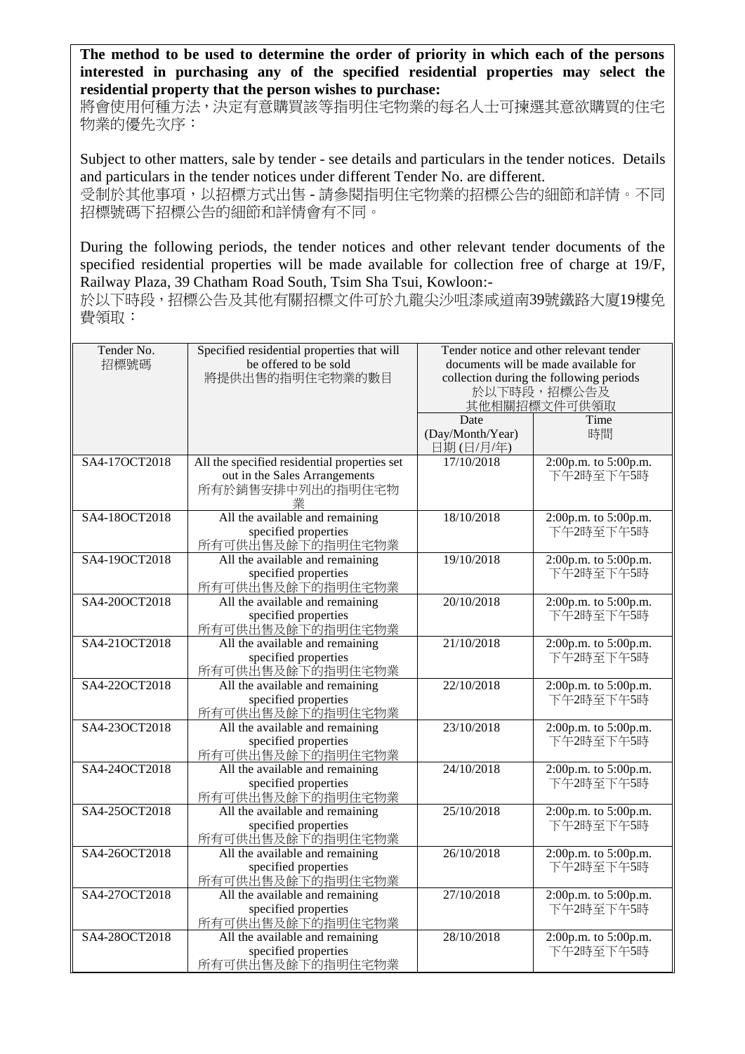**The method to be used to determine the order of priority in which each of the persons interested in purchasing any of the specified residential properties may select the residential property that the person wishes to purchase:**

將會使用何種方法，決定有意購買該等指明住宅物業的每名人士可揀選其意欲購買的住宅物業的優先次序：

Subject to other matters, sale by tender - see details and particulars in the tender notices. Details and particulars in the tender notices under different Tender No. are different.

受制於其他事項，以招標方式出售 - 請參閱指明住宅物業的招標公告的細節和詳情。不同招標號碼下招標公告的細節和詳情會有不同。

During the following periods, the tender notices and other relevant tender documents of the specified residential properties will be made available for collection free of charge at 19/F, Railway Plaza, 39 Chatham Road South, Tsim Sha Tsui, Kowloon:-

於以下時段，招標公告及其他有關招標文件可於九龍尖沙咀漆咸道南39號鐵路大廈19樓免費領取：

| Tender No. 招標號碼 | Specified residential properties that will be offered to be sold 將提供出售的指明住宅物業的數目 | Tender notice and other relevant tender documents will be made available for collection during the following periods 於以下時段，招標公告及其他相關招標文件可供領取 | |
|---|---|---|---|
| | | Date (Day/Month/Year) 日期 (日/月/年) | Time 時間 |
| SA4-17OCT2018 | All the specified residential properties set out in the Sales Arrangements 所有於銷售安排中列出的指明住宅物業 | 17/10/2018 | 2:00p.m. to 5:00p.m. 下午2時至下午5時 |
| SA4-18OCT2018 | All the available and remaining specified properties 所有可供出售及餘下的指明住宅物業 | 18/10/2018 | 2:00p.m. to 5:00p.m. 下午2時至下午5時 |
| SA4-19OCT2018 | All the available and remaining specified properties 所有可供出售及餘下的指明住宅物業 | 19/10/2018 | 2:00p.m. to 5:00p.m. 下午2時至下午5時 |
| SA4-20OCT2018 | All the available and remaining specified properties 所有可供出售及餘下的指明住宅物業 | 20/10/2018 | 2:00p.m. to 5:00p.m. 下午2時至下午5時 |
| SA4-21OCT2018 | All the available and remaining specified properties 所有可供出售及餘下的指明住宅物業 | 21/10/2018 | 2:00p.m. to 5:00p.m. 下午2時至下午5時 |
| SA4-22OCT2018 | All the available and remaining specified properties 所有可供出售及餘下的指明住宅物業 | 22/10/2018 | 2:00p.m. to 5:00p.m. 下午2時至下午5時 |
| SA4-23OCT2018 | All the available and remaining specified properties 所有可供出售及餘下的指明住宅物業 | 23/10/2018 | 2:00p.m. to 5:00p.m. 下午2時至下午5時 |
| SA4-24OCT2018 | All the available and remaining specified properties 所有可供出售及餘下的指明住宅物業 | 24/10/2018 | 2:00p.m. to 5:00p.m. 下午2時至下午5時 |
| SA4-25OCT2018 | All the available and remaining specified properties 所有可供出售及餘下的指明住宅物業 | 25/10/2018 | 2:00p.m. to 5:00p.m. 下午2時至下午5時 |
| SA4-26OCT2018 | All the available and remaining specified properties 所有可供出售及餘下的指明住宅物業 | 26/10/2018 | 2:00p.m. to 5:00p.m. 下午2時至下午5時 |
| SA4-27OCT2018 | All the available and remaining specified properties 所有可供出售及餘下的指明住宅物業 | 27/10/2018 | 2:00p.m. to 5:00p.m. 下午2時至下午5時 |
| SA4-28OCT2018 | All the available and remaining specified properties 所有可供出售及餘下的指明住宅物業 | 28/10/2018 | 2:00p.m. to 5:00p.m. 下午2時至下午5時 |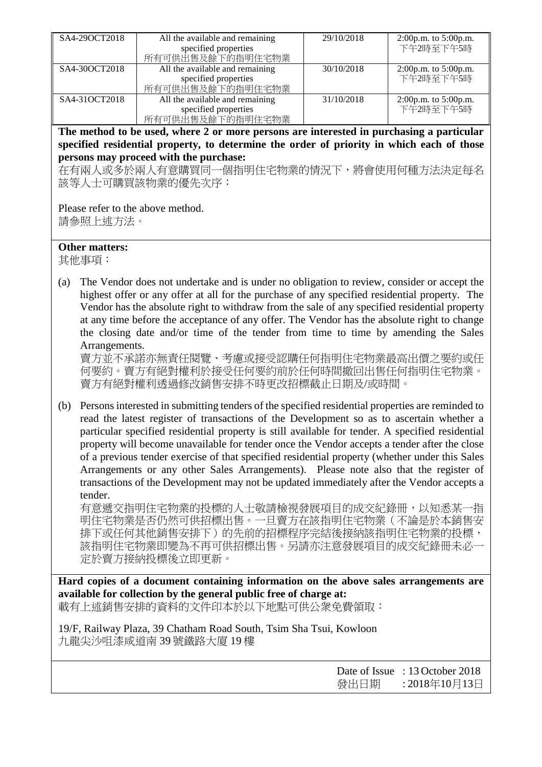| | | | |
|---|---|---|---|
| SA4-29OCT2018 | All the available and remaining specified properties 所有可供出售及餘下的指明住宅物業 | 29/10/2018 | 2:00p.m. to 5:00p.m. 下午2時至下午5時 |
| SA4-30OCT2018 | All the available and remaining specified properties 所有可供出售及餘下的指明住宅物業 | 30/10/2018 | 2:00p.m. to 5:00p.m. 下午2時至下午5時 |
| SA4-31OCT2018 | All the available and remaining specified properties 所有可供出售及餘下的指明住宅物業 | 31/10/2018 | 2:00p.m. to 5:00p.m. 下午2時至下午5時 |

**The method to be used, where 2 or more persons are interested in purchasing a particular specified residential property, to determine the order of priority in which each of those persons may proceed with the purchase:**
在有兩人或多於兩人有意購買同一個指明住宅物業的情況下，將會使用何種方法決定每名該等人士可購買該物業的優先次序：

Please refer to the above method.
請參照上述方法。

**Other matters:**
其他事項：

(a) The Vendor does not undertake and is under no obligation to review, consider or accept the highest offer or any offer at all for the purchase of any specified residential property. The Vendor has the absolute right to withdraw from the sale of any specified residential property at any time before the acceptance of any offer. The Vendor has the absolute right to change the closing date and/or time of the tender from time to time by amending the Sales Arrangements.
賣方並不承諾亦無責任閱覽、考慮或接受認購任何指明住宅物業最高出價之要約或任何要約。賣方有絕對權利於接受任何要約前於任何時間撤回出售任何指明住宅物業。賣方有絕對權利透過修改銷售安排不時更改招標截止日期及/或時間。

(b) Persons interested in submitting tenders of the specified residential properties are reminded to read the latest register of transactions of the Development so as to ascertain whether a particular specified residential property is still available for tender. A specified residential property will become unavailable for tender once the Vendor accepts a tender after the close of a previous tender exercise of that specified residential property (whether under this Sales Arrangements or any other Sales Arrangements). Please note also that the register of transactions of the Development may not be updated immediately after the Vendor accepts a tender.
有意遞交指明住宅物業的投標的人士敬請檢視發展項目的成交紀錄冊，以知悉某一指明住宅物業是否仍然可供招標出售。一旦賣方在該指明住宅物業（不論是於本銷售安排下或任何其他銷售安排下）的先前的招標程序完結後接納該指明住宅物業的投標，該指明住宅物業即變為不再可供招標出售。另請亦注意發展項目的成交紀錄冊未必一定於賣方接納投標後立即更新。

**Hard copies of a document containing information on the above sales arrangements are available for collection by the general public free of charge at:**
載有上述銷售安排的資料的文件印本於以下地點可供公眾免費領取：

19/F, Railway Plaza, 39 Chatham Road South, Tsim Sha Tsui, Kowloon
九龍尖沙咀漆咸道南 39 號鐵路大廈 19 樓

Date of Issue : 13 October 2018
發出日期 : 2018年10月13日